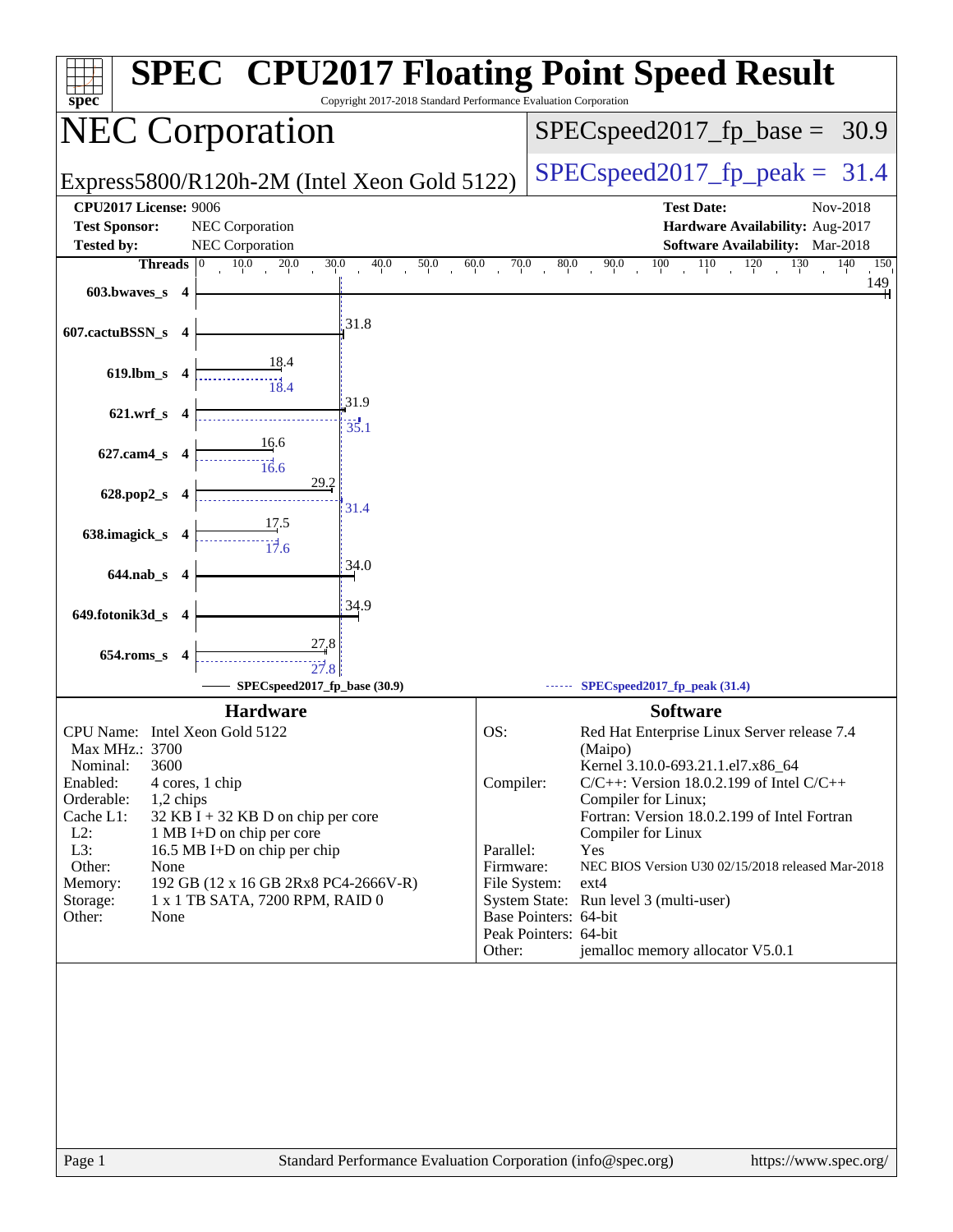# SPEC CPU2017 Floating Point Speed Result

Copyright 2017-2018 Standard Performance Evaluation Corporation

## NEC Corporation

Express5800/R120h-2M (Intel Xeon Gold 5122)

SPECspeed2017_fp_base = 30.9

SPECspeed2017_fp_peak = 31.4

**CPU2017 License:** 9006
**Test Sponsor:** NEC Corporation
**Tested by:** NEC Corporation

**Test Date:** Nov-2018
**Hardware Availability:** Aug-2017
**Software Availability:** Mar-2018

| Benchmark | Threads | Base | Peak |
|---|---|---|---|
| 603.bwaves_s | 4 | 149 | |
| 607.cactuBSSN_s | 4 | 31.8 | |
| 619.lbm_s | 4 | 18.4 | 18.4 |
| 621.wrf_s | 4 | 31.9 | 35.1 |
| 627.cam4_s | 4 | 16.6 | 16.6 |
| 628.pop2_s | 4 | 29.2 | 31.4 |
| 638.imagick_s | 4 | 17.5 | 17.6 |
| 644.nab_s | 4 | 34.0 | |
| 649.fotonik3d_s | 4 | 34.9 | |
| 654.roms_s | 4 | 27.8 | 27.8 |

SPECspeed2017_fp_base (30.9) — SPECspeed2017_fp_peak (31.4)

### Hardware

CPU Name: Intel Xeon Gold 5122
Max MHz.: 3700
Nominal: 3600
Enabled: 4 cores, 1 chip
Orderable: 1,2 chips
Cache L1: 32 KB I + 32 KB D on chip per core
L2: 1 MB I+D on chip per core
L3: 16.5 MB I+D on chip per chip
Other: None
Memory: 192 GB (12 x 16 GB 2Rx8 PC4-2666V-R)
Storage: 1 x 1 TB SATA, 7200 RPM, RAID 0
Other: None

### Software

OS: Red Hat Enterprise Linux Server release 7.4 (Maipo)
Kernel 3.10.0-693.21.1.el7.x86_64
Compiler: C/C++: Version 18.0.2.199 of Intel C/C++ Compiler for Linux;
Fortran: Version 18.0.2.199 of Intel Fortran Compiler for Linux
Parallel: Yes
Firmware: NEC BIOS Version U30 02/15/2018 released Mar-2018
File System: ext4
System State: Run level 3 (multi-user)
Base Pointers: 64-bit
Peak Pointers: 64-bit
Other: jemalloc memory allocator V5.0.1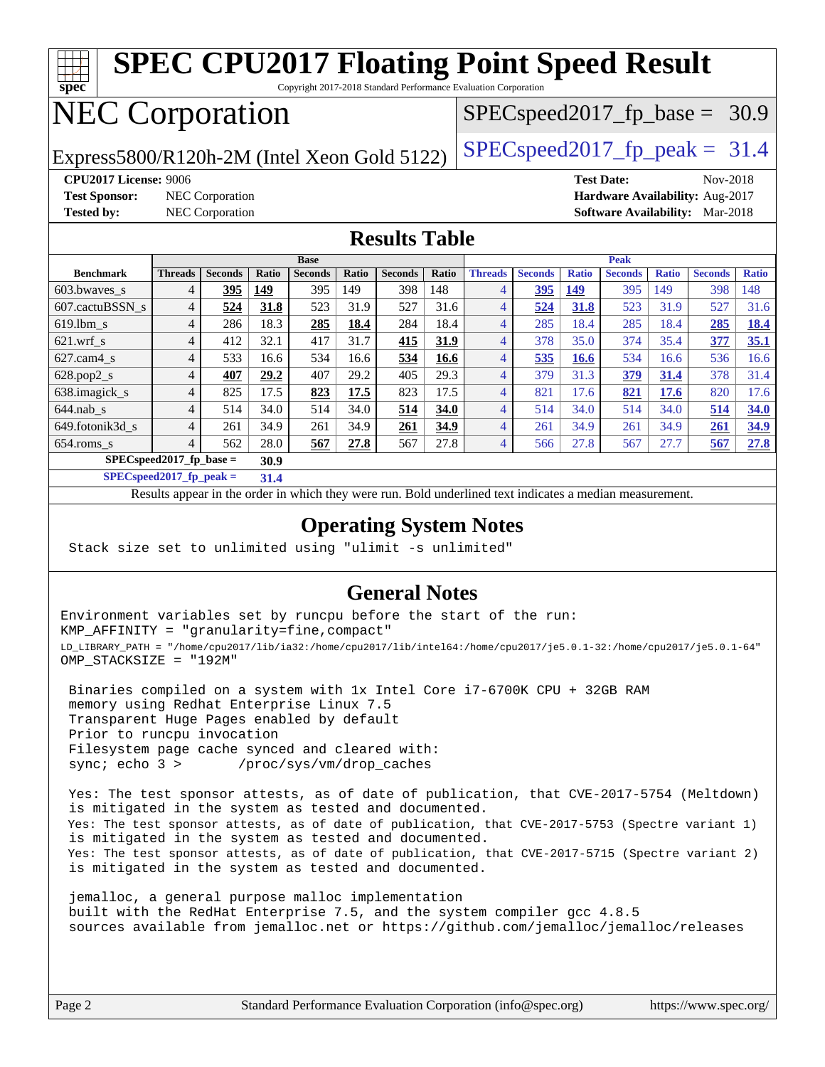# SPEC CPU2017 Floating Point Speed Result

Copyright 2017-2018 Standard Performance Evaluation Corporation

# NEC Corporation

Express5800/R120h-2M (Intel Xeon Gold 5122)

SPECspeed2017_fp_base = 30.9

SPECspeed2017_fp_peak = 31.4

**CPU2017 License:** 9006
**Test Sponsor:** NEC Corporation
**Tested by:** NEC Corporation

**Test Date:** Nov-2018
**Hardware Availability:** Aug-2017
**Software Availability:** Mar-2018

## Results Table

| Benchmark | Base | | | | | | | Peak | | | | | | |
|---|---|---|---|---|---|---|---|---|---|---|---|---|---|---|
| | Threads | Seconds | Ratio | Seconds | Ratio | Seconds | Ratio | Threads | Seconds | Ratio | Seconds | Ratio | Seconds | Ratio |
| 603.bwaves_s | 4 | **395** | **149** | 395 | 149 | 398 | 148 | 4 | **395** | **149** | 395 | 149 | 398 | 148 |
| 607.cactuBSSN_s | 4 | **524** | **31.8** | 523 | 31.9 | 527 | 31.6 | 4 | **524** | **31.8** | 523 | 31.9 | 527 | 31.6 |
| 619.lbm_s | 4 | 286 | 18.3 | **285** | **18.4** | 284 | 18.4 | 4 | 285 | 18.4 | 285 | 18.4 | **285** | **18.4** |
| 621.wrf_s | 4 | 412 | 32.1 | 417 | 31.7 | **415** | **31.9** | 4 | 378 | 35.0 | 374 | 35.4 | **377** | **35.1** |
| 627.cam4_s | 4 | 533 | 16.6 | 534 | 16.6 | **534** | **16.6** | 4 | **535** | **16.6** | 534 | 16.6 | 536 | 16.6 |
| 628.pop2_s | 4 | **407** | **29.2** | 407 | 29.2 | 405 | 29.3 | 4 | 379 | 31.3 | **379** | **31.4** | 378 | 31.4 |
| 638.imagick_s | 4 | 825 | 17.5 | **823** | **17.5** | 823 | 17.5 | 4 | 821 | 17.6 | **821** | **17.6** | 820 | 17.6 |
| 644.nab_s | 4 | 514 | 34.0 | 514 | 34.0 | **514** | **34.0** | 4 | 514 | 34.0 | 514 | 34.0 | **514** | **34.0** |
| 649.fotonik3d_s | 4 | 261 | 34.9 | 261 | 34.9 | **261** | **34.9** | 4 | 261 | 34.9 | 261 | 34.9 | **261** | **34.9** |
| 654.roms_s | 4 | 562 | 28.0 | **567** | **27.8** | 567 | 27.8 | 4 | 566 | 27.8 | 567 | 27.7 | **567** | **27.8** |

**SPECspeed2017_fp_base = 30.9**

**SPECspeed2017_fp_peak = 31.4**

Results appear in the order in which they were run. Bold underlined text indicates a median measurement.

## Operating System Notes

```
Stack size set to unlimited using "ulimit -s unlimited"
```

## General Notes

```
Environment variables set by runcpu before the start of the run:
KMP_AFFINITY = "granularity=fine,compact"
LD_LIBRARY_PATH = "/home/cpu2017/lib/ia32:/home/cpu2017/lib/intel64:/home/cpu2017/je5.0.1-32:/home/cpu2017/je5.0.1-64"
OMP_STACKSIZE = "192M"

 Binaries compiled on a system with 1x Intel Core i7-6700K CPU + 32GB RAM
 memory using Redhat Enterprise Linux 7.5
 Transparent Huge Pages enabled by default
 Prior to runcpu invocation
 Filesystem page cache synced and cleared with:
 sync; echo 3 >       /proc/sys/vm/drop_caches

 Yes: The test sponsor attests, as of date of publication, that CVE-2017-5754 (Meltdown)
 is mitigated in the system as tested and documented.
 Yes: The test sponsor attests, as of date of publication, that CVE-2017-5753 (Spectre variant 1)
 is mitigated in the system as tested and documented.
 Yes: The test sponsor attests, as of date of publication, that CVE-2017-5715 (Spectre variant 2)
 is mitigated in the system as tested and documented.

 jemalloc, a general purpose malloc implementation
 built with the RedHat Enterprise 7.5, and the system compiler gcc 4.8.5
 sources available from jemalloc.net or https://github.com/jemalloc/jemalloc/releases
```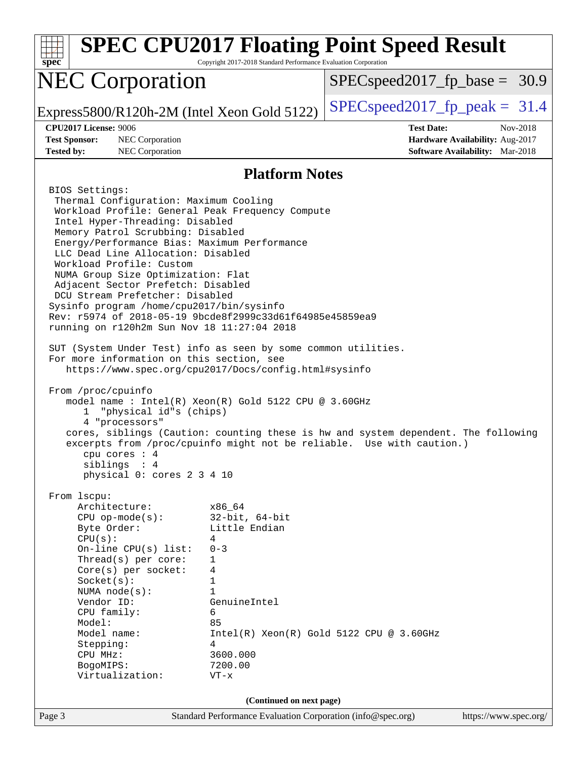# SPEC CPU2017 Floating Point Speed Result

Copyright 2017-2018 Standard Performance Evaluation Corporation

## NEC Corporation

Express5800/R120h-2M (Intel Xeon Gold 5122)

SPECspeed2017_fp_base = 30.9

SPECspeed2017_fp_peak = 31.4

**CPU2017 License:** 9006
**Test Sponsor:** NEC Corporation
**Tested by:** NEC Corporation

**Test Date:** Nov-2018
**Hardware Availability:** Aug-2017
**Software Availability:** Mar-2018

### Platform Notes

```
BIOS Settings:
 Thermal Configuration: Maximum Cooling
 Workload Profile: General Peak Frequency Compute
 Intel Hyper-Threading: Disabled
 Memory Patrol Scrubbing: Disabled
 Energy/Performance Bias: Maximum Performance
 LLC Dead Line Allocation: Disabled
 Workload Profile: Custom
 NUMA Group Size Optimization: Flat
 Adjacent Sector Prefetch: Disabled
 DCU Stream Prefetcher: Disabled
Sysinfo program /home/cpu2017/bin/sysinfo
Rev: r5974 of 2018-05-19 9bcde8f2999c33d61f64985e45859ea9
running on r120h2m Sun Nov 18 11:27:04 2018

SUT (System Under Test) info as seen by some common utilities.
For more information on this section, see
   https://www.spec.org/cpu2017/Docs/config.html#sysinfo

From /proc/cpuinfo
   model name : Intel(R) Xeon(R) Gold 5122 CPU @ 3.60GHz
      1  "physical id"s (chips)
      4 "processors"
   cores, siblings (Caution: counting these is hw and system dependent. The following
   excerpts from /proc/cpuinfo might not be reliable.  Use with caution.)
      cpu cores : 4
      siblings  : 4
      physical 0: cores 2 3 4 10

From lscpu:
     Architecture:          x86_64
     CPU op-mode(s):        32-bit, 64-bit
     Byte Order:            Little Endian
     CPU(s):                4
     On-line CPU(s) list:   0-3
     Thread(s) per core:    1
     Core(s) per socket:    4
     Socket(s):             1
     NUMA node(s):          1
     Vendor ID:             GenuineIntel
     CPU family:            6
     Model:                 85
     Model name:            Intel(R) Xeon(R) Gold 5122 CPU @ 3.60GHz
     Stepping:              4
     CPU MHz:               3600.000
     BogoMIPS:              7200.00
     Virtualization:        VT-x
```

(Continued on next page)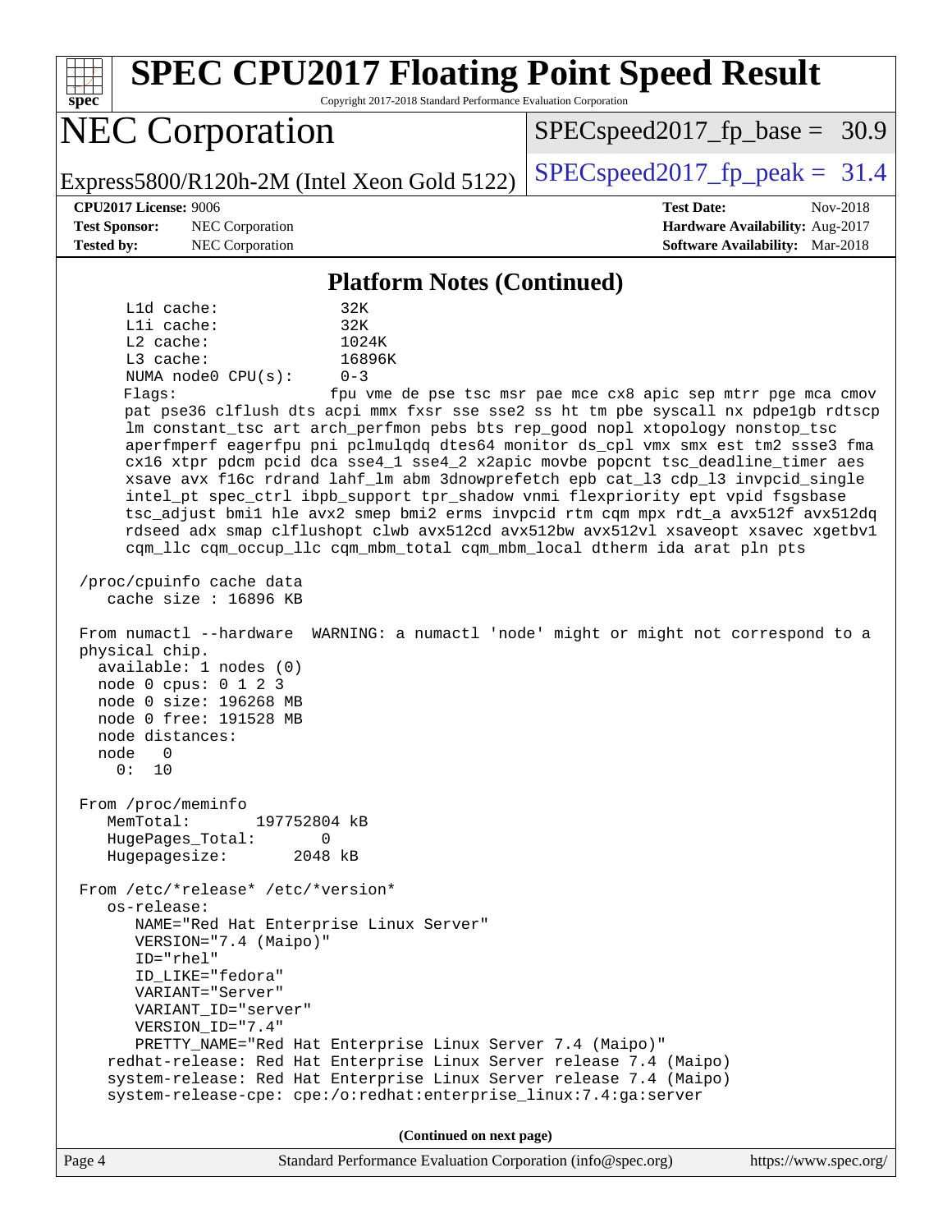# SPEC CPU2017 Floating Point Speed Result

Copyright 2017-2018 Standard Performance Evaluation Corporation

## NEC Corporation

Express5800/R120h-2M (Intel Xeon Gold 5122)

SPECspeed2017_fp_base = 30.9

SPECspeed2017_fp_peak = 31.4

**CPU2017 License:** 9006
**Test Sponsor:** NEC Corporation
**Tested by:** NEC Corporation

**Test Date:** Nov-2018
**Hardware Availability:** Aug-2017
**Software Availability:** Mar-2018

### Platform Notes (Continued)

```
     L1d cache:             32K
     L1i cache:             32K
     L2 cache:              1024K
     L3 cache:              16896K
     NUMA node0 CPU(s):     0-3
     Flags:                 fpu vme de pse tsc msr pae mce cx8 apic sep mtrr pge mca cmov
     pat pse36 clflush dts acpi mmx fxsr sse sse2 ss ht tm pbe syscall nx pdpe1gb rdtscp
     lm constant_tsc art arch_perfmon pebs bts rep_good nopl xtopology nonstop_tsc
     aperfmperf eagerfpu pni pclmulqdq dtes64 monitor ds_cpl vmx smx est tm2 ssse3 fma
     cx16 xtpr pdcm pcid dca sse4_1 sse4_2 x2apic movbe popcnt tsc_deadline_timer aes
     xsave avx f16c rdrand lahf_lm abm 3dnowprefetch epb cat_l3 cdp_l3 invpcid_single
     intel_pt spec_ctrl ibpb_support tpr_shadow vnmi flexpriority ept vpid fsgsbase
     tsc_adjust bmi1 hle avx2 smep bmi2 erms invpcid rtm cqm mpx rdt_a avx512f avx512dq
     rdseed adx smap clflushopt clwb avx512cd avx512bw avx512vl xsaveopt xsavec xgetbv1
     cqm_llc cqm_occup_llc cqm_mbm_total cqm_mbm_local dtherm ida arat pln pts

 /proc/cpuinfo cache data
    cache size : 16896 KB

 From numactl --hardware  WARNING: a numactl 'node' might or might not correspond to a
 physical chip.
   available: 1 nodes (0)
   node 0 cpus: 0 1 2 3
   node 0 size: 196268 MB
   node 0 free: 191528 MB
   node distances:
   node   0
     0:  10

 From /proc/meminfo
    MemTotal:       197752804 kB
    HugePages_Total:       0
    Hugepagesize:       2048 kB

 From /etc/*release* /etc/*version*
    os-release:
       NAME="Red Hat Enterprise Linux Server"
       VERSION="7.4 (Maipo)"
       ID="rhel"
       ID_LIKE="fedora"
       VARIANT="Server"
       VARIANT_ID="server"
       VERSION_ID="7.4"
       PRETTY_NAME="Red Hat Enterprise Linux Server 7.4 (Maipo)"
    redhat-release: Red Hat Enterprise Linux Server release 7.4 (Maipo)
    system-release: Red Hat Enterprise Linux Server release 7.4 (Maipo)
    system-release-cpe: cpe:/o:redhat:enterprise_linux:7.4:ga:server
```

**(Continued on next page)**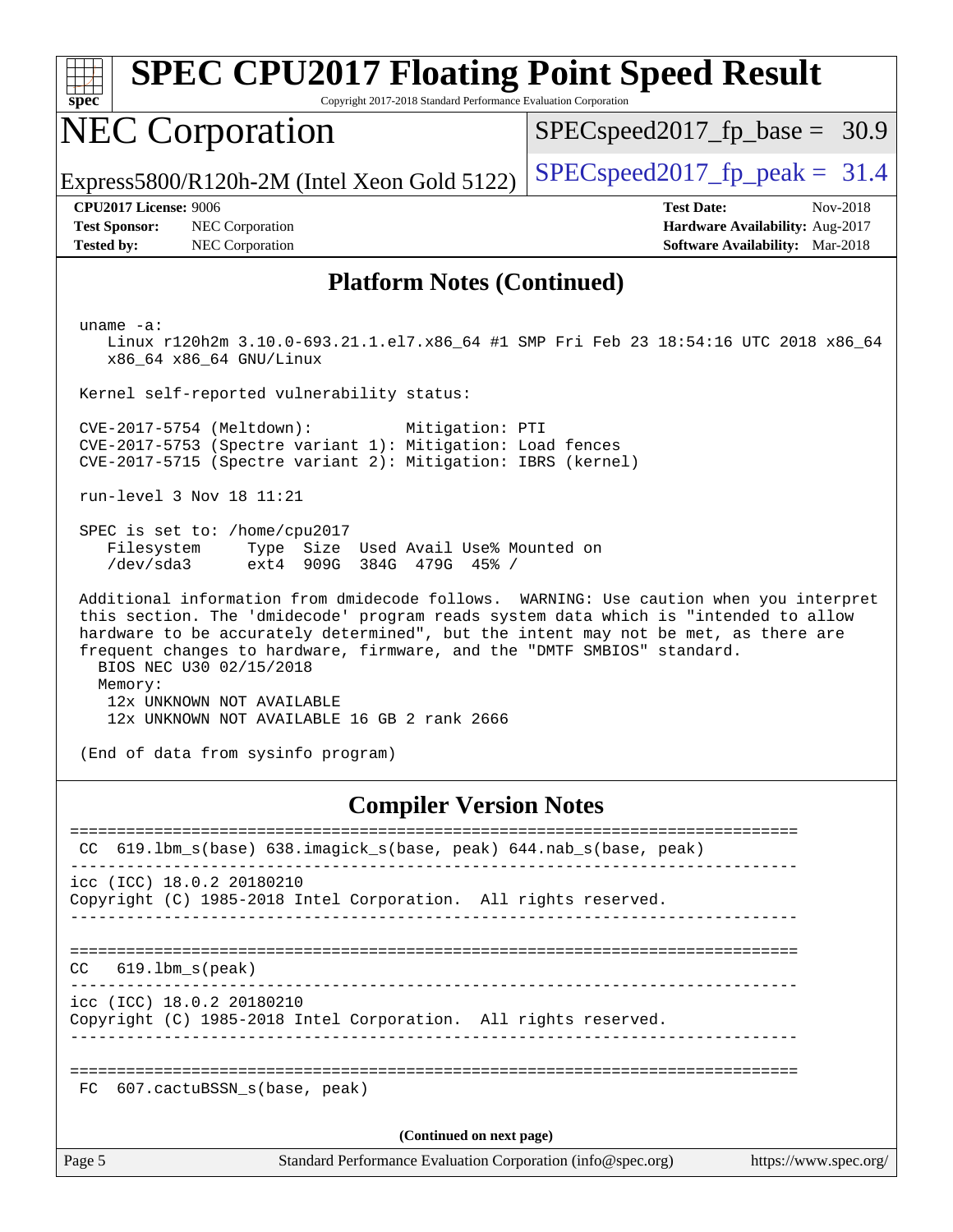# SPEC CPU2017 Floating Point Speed Result

Copyright 2017-2018 Standard Performance Evaluation Corporation

## NEC Corporation

Express5800/R120h-2M (Intel Xeon Gold 5122)

SPECspeed2017_fp_base = 30.9

SPECspeed2017_fp_peak = 31.4

**CPU2017 License:** 9006
**Test Sponsor:** NEC Corporation
**Tested by:** NEC Corporation

**Test Date:** Nov-2018
**Hardware Availability:** Aug-2017
**Software Availability:** Mar-2018

### Platform Notes (Continued)

```
 uname -a:
    Linux r120h2m 3.10.0-693.21.1.el7.x86_64 #1 SMP Fri Feb 23 18:54:16 UTC 2018 x86_64
    x86_64 x86_64 GNU/Linux

 Kernel self-reported vulnerability status:

 CVE-2017-5754 (Meltdown):          Mitigation: PTI
 CVE-2017-5753 (Spectre variant 1): Mitigation: Load fences
 CVE-2017-5715 (Spectre variant 2): Mitigation: IBRS (kernel)

 run-level 3 Nov 18 11:21

 SPEC is set to: /home/cpu2017
    Filesystem     Type  Size  Used Avail Use% Mounted on
    /dev/sda3      ext4  909G  384G  479G  45% /

 Additional information from dmidecode follows.  WARNING: Use caution when you interpret
 this section. The 'dmidecode' program reads system data which is "intended to allow
 hardware to be accurately determined", but the intent may not be met, as there are
 frequent changes to hardware, firmware, and the "DMTF SMBIOS" standard.
   BIOS NEC U30 02/15/2018
   Memory:
    12x UNKNOWN NOT AVAILABLE
    12x UNKNOWN NOT AVAILABLE 16 GB 2 rank 2666

 (End of data from sysinfo program)
```

### Compiler Version Notes

```
==============================================================================
 CC  619.lbm_s(base) 638.imagick_s(base, peak) 644.nab_s(base, peak)
------------------------------------------------------------------------------
icc (ICC) 18.0.2 20180210
Copyright (C) 1985-2018 Intel Corporation.  All rights reserved.
------------------------------------------------------------------------------

==============================================================================
CC   619.lbm_s(peak)
------------------------------------------------------------------------------
icc (ICC) 18.0.2 20180210
Copyright (C) 1985-2018 Intel Corporation.  All rights reserved.
------------------------------------------------------------------------------

==============================================================================
 FC  607.cactuBSSN_s(base, peak)
```

(Continued on next page)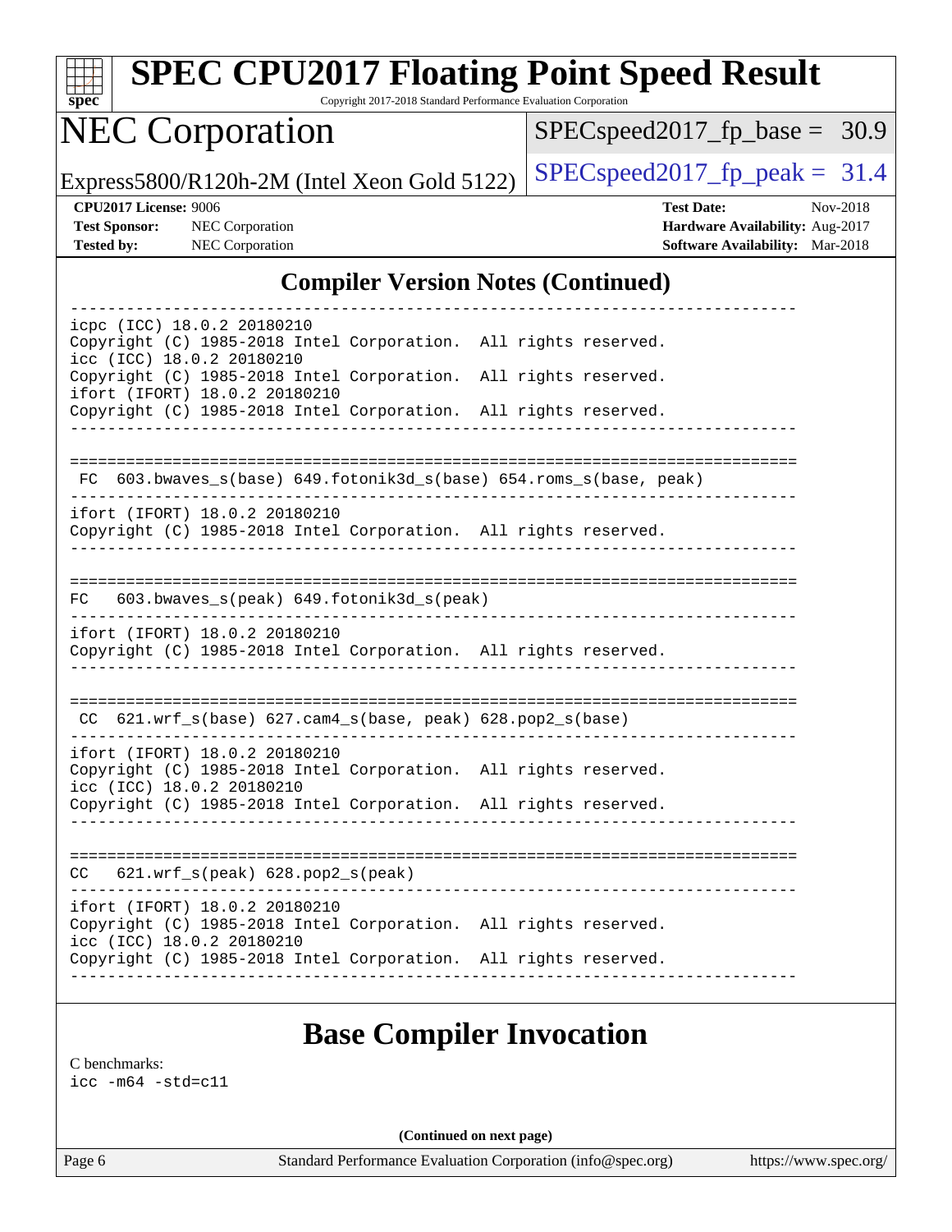## Compiler Version Notes (Continued)

```
------------------------------------------------------------------------------
icpc (ICC) 18.0.2 20180210
Copyright (C) 1985-2018 Intel Corporation.  All rights reserved.
icc (ICC) 18.0.2 20180210
Copyright (C) 1985-2018 Intel Corporation.  All rights reserved.
ifort (IFORT) 18.0.2 20180210
Copyright (C) 1985-2018 Intel Corporation.  All rights reserved.
------------------------------------------------------------------------------

==============================================================================
 FC  603.bwaves_s(base) 649.fotonik3d_s(base) 654.roms_s(base, peak)
------------------------------------------------------------------------------
ifort (IFORT) 18.0.2 20180210
Copyright (C) 1985-2018 Intel Corporation.  All rights reserved.
------------------------------------------------------------------------------

==============================================================================
FC   603.bwaves_s(peak) 649.fotonik3d_s(peak)
------------------------------------------------------------------------------
ifort (IFORT) 18.0.2 20180210
Copyright (C) 1985-2018 Intel Corporation.  All rights reserved.
------------------------------------------------------------------------------

==============================================================================
 CC  621.wrf_s(base) 627.cam4_s(base, peak) 628.pop2_s(base)
------------------------------------------------------------------------------
ifort (IFORT) 18.0.2 20180210
Copyright (C) 1985-2018 Intel Corporation.  All rights reserved.
icc (ICC) 18.0.2 20180210
Copyright (C) 1985-2018 Intel Corporation.  All rights reserved.
------------------------------------------------------------------------------

==============================================================================
CC   621.wrf_s(peak) 628.pop2_s(peak)
------------------------------------------------------------------------------
ifort (IFORT) 18.0.2 20180210
Copyright (C) 1985-2018 Intel Corporation.  All rights reserved.
icc (ICC) 18.0.2 20180210
Copyright (C) 1985-2018 Intel Corporation.  All rights reserved.
------------------------------------------------------------------------------
```

## Base Compiler Invocation

C benchmarks:
icc -m64 -std=c11

**(Continued on next page)**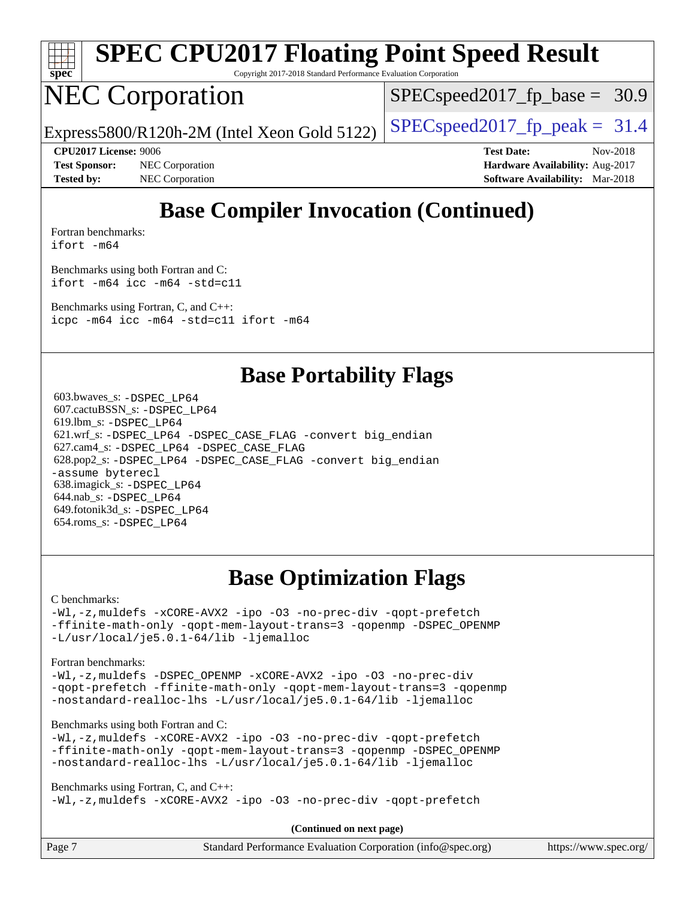## Base Compiler Invocation (Continued)

Fortran benchmarks:
ifort -m64

Benchmarks using both Fortran and C:
ifort -m64 icc -m64 -std=c11

Benchmarks using Fortran, C, and C++:
icpc -m64 icc -m64 -std=c11 ifort -m64

## Base Portability Flags

603.bwaves_s: -DSPEC_LP64
607.cactuBSSN_s: -DSPEC_LP64
619.lbm_s: -DSPEC_LP64
621.wrf_s: -DSPEC_LP64 -DSPEC_CASE_FLAG -convert big_endian
627.cam4_s: -DSPEC_LP64 -DSPEC_CASE_FLAG
628.pop2_s: -DSPEC_LP64 -DSPEC_CASE_FLAG -convert big_endian -assume byterecl
638.imagick_s: -DSPEC_LP64
644.nab_s: -DSPEC_LP64
649.fotonik3d_s: -DSPEC_LP64
654.roms_s: -DSPEC_LP64

## Base Optimization Flags

C benchmarks:
-Wl,-z,muldefs -xCORE-AVX2 -ipo -O3 -no-prec-div -qopt-prefetch -ffinite-math-only -qopt-mem-layout-trans=3 -qopenmp -DSPEC_OPENMP -L/usr/local/je5.0.1-64/lib -ljemalloc

Fortran benchmarks:
-Wl,-z,muldefs -DSPEC_OPENMP -xCORE-AVX2 -ipo -O3 -no-prec-div -qopt-prefetch -ffinite-math-only -qopt-mem-layout-trans=3 -qopenmp -nostandard-realloc-lhs -L/usr/local/je5.0.1-64/lib -ljemalloc

Benchmarks using both Fortran and C:
-Wl,-z,muldefs -xCORE-AVX2 -ipo -O3 -no-prec-div -qopt-prefetch -ffinite-math-only -qopt-mem-layout-trans=3 -qopenmp -DSPEC_OPENMP -nostandard-realloc-lhs -L/usr/local/je5.0.1-64/lib -ljemalloc

Benchmarks using Fortran, C, and C++:
-Wl,-z,muldefs -xCORE-AVX2 -ipo -O3 -no-prec-div -qopt-prefetch

**(Continued on next page)**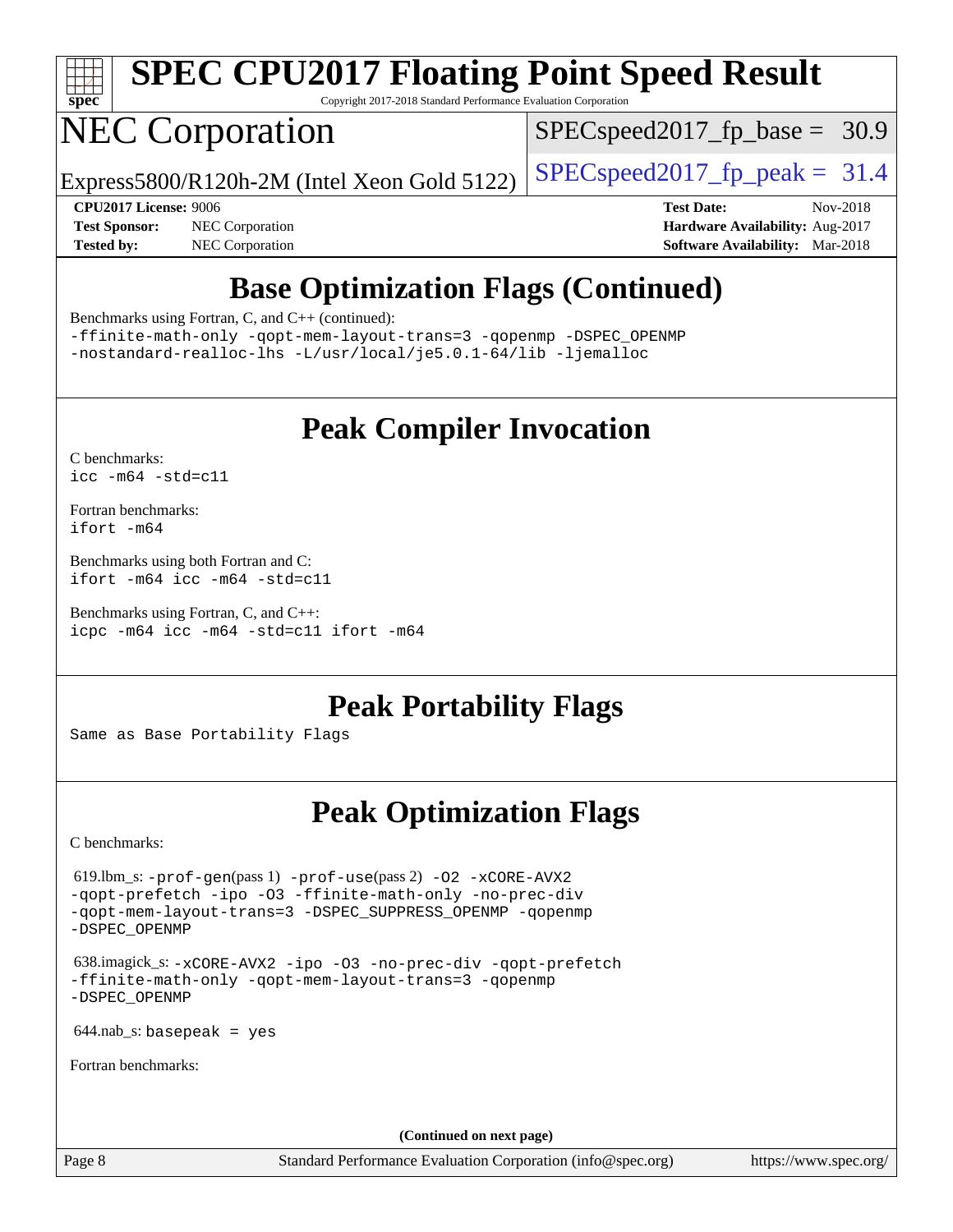# SPEC CPU2017 Floating Point Speed Result

Copyright 2017-2018 Standard Performance Evaluation Corporation

## NEC Corporation

Express5800/R120h-2M (Intel Xeon Gold 5122)

SPECspeed2017_fp_base = 30.9

SPECspeed2017_fp_peak = 31.4

**CPU2017 License:** 9006
**Test Sponsor:** NEC Corporation
**Tested by:** NEC Corporation

**Test Date:** Nov-2018
**Hardware Availability:** Aug-2017
**Software Availability:** Mar-2018

## Base Optimization Flags (Continued)

Benchmarks using Fortran, C, and C++ (continued):

```
-ffinite-math-only -qopt-mem-layout-trans=3 -qopenmp -DSPEC_OPENMP
-nostandard-realloc-lhs -L/usr/local/je5.0.1-64/lib -ljemalloc
```

## Peak Compiler Invocation

C benchmarks:

```
icc -m64 -std=c11
```

Fortran benchmarks:

```
ifort -m64
```

Benchmarks using both Fortran and C:

```
ifort -m64 icc -m64 -std=c11
```

Benchmarks using Fortran, C, and C++:

```
icpc -m64 icc -m64 -std=c11 ifort -m64
```

## Peak Portability Flags

Same as Base Portability Flags

## Peak Optimization Flags

C benchmarks:

619.lbm_s: `-prof-gen`(pass 1) `-prof-use`(pass 2) `-O2 -xCORE-AVX2 -qopt-prefetch -ipo -O3 -ffinite-math-only -no-prec-div -qopt-mem-layout-trans=3 -DSPEC_SUPPRESS_OPENMP -qopenmp -DSPEC_OPENMP`

638.imagick_s: `-xCORE-AVX2 -ipo -O3 -no-prec-div -qopt-prefetch -ffinite-math-only -qopt-mem-layout-trans=3 -qopenmp -DSPEC_OPENMP`

644.nab_s: `basepeak = yes`

Fortran benchmarks:

**(Continued on next page)**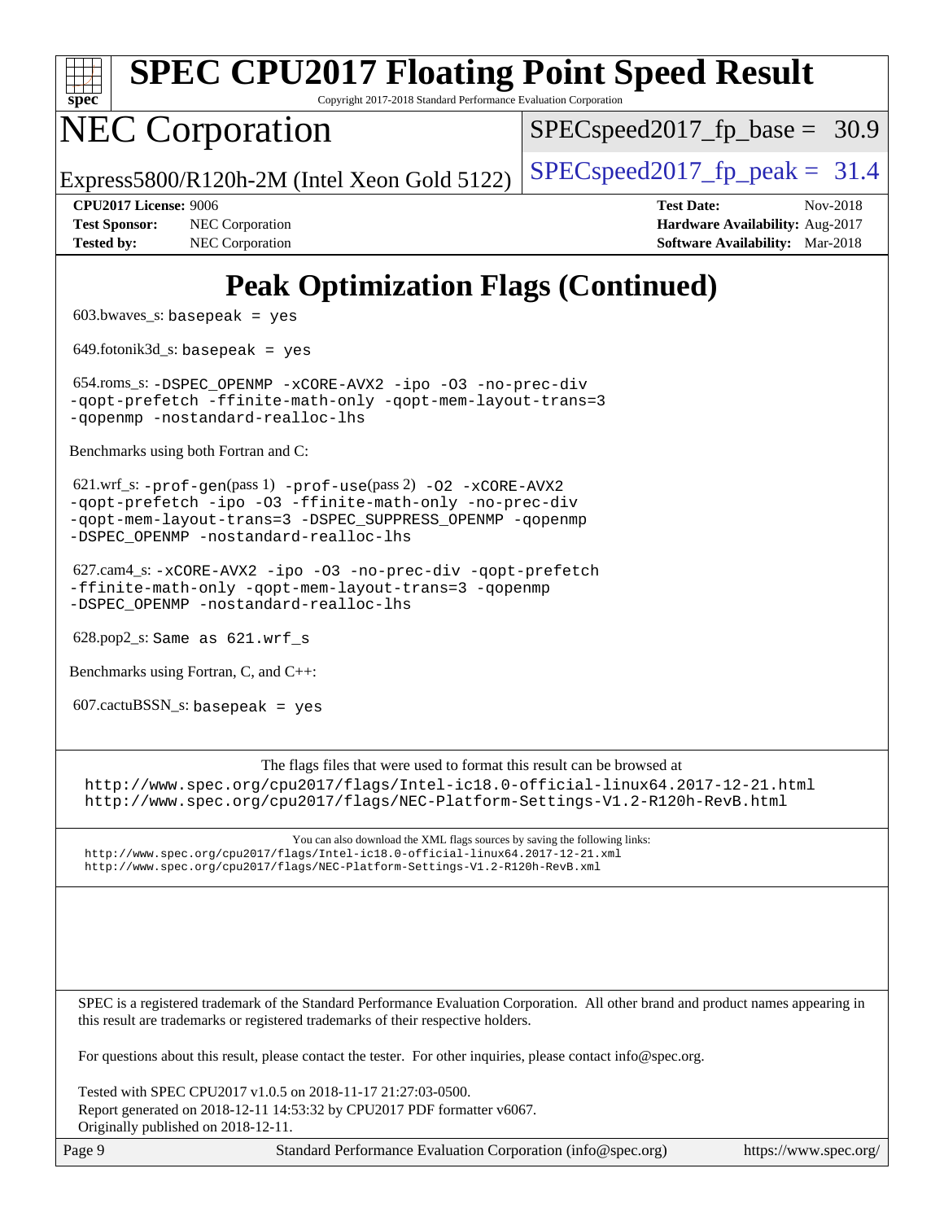# Peak Optimization Flags (Continued)

603.bwaves_s: basepeak = yes

649.fotonik3d_s: basepeak = yes

654.roms_s: -DSPEC_OPENMP -xCORE-AVX2 -ipo -O3 -no-prec-div -qopt-prefetch -ffinite-math-only -qopt-mem-layout-trans=3 -qopenmp -nostandard-realloc-lhs

Benchmarks using both Fortran and C:

621.wrf_s: -prof-gen(pass 1) -prof-use(pass 2) -O2 -xCORE-AVX2 -qopt-prefetch -ipo -O3 -ffinite-math-only -no-prec-div -qopt-mem-layout-trans=3 -DSPEC_SUPPRESS_OPENMP -qopenmp -DSPEC_OPENMP -nostandard-realloc-lhs

627.cam4_s: -xCORE-AVX2 -ipo -O3 -no-prec-div -qopt-prefetch -ffinite-math-only -qopt-mem-layout-trans=3 -qopenmp -DSPEC_OPENMP -nostandard-realloc-lhs

628.pop2_s: Same as 621.wrf_s

Benchmarks using Fortran, C, and C++:

607.cactuBSSN_s: basepeak = yes

The flags files that were used to format this result can be browsed at
http://www.spec.org/cpu2017/flags/Intel-ic18.0-official-linux64.2017-12-21.html
http://www.spec.org/cpu2017/flags/NEC-Platform-Settings-V1.2-R120h-RevB.html

You can also download the XML flags sources by saving the following links:
http://www.spec.org/cpu2017/flags/Intel-ic18.0-official-linux64.2017-12-21.xml
http://www.spec.org/cpu2017/flags/NEC-Platform-Settings-V1.2-R120h-RevB.xml

SPEC is a registered trademark of the Standard Performance Evaluation Corporation. All other brand and product names appearing in this result are trademarks or registered trademarks of their respective holders.

For questions about this result, please contact the tester. For other inquiries, please contact info@spec.org.

Tested with SPEC CPU2017 v1.0.5 on 2018-11-17 21:27:03-0500.
Report generated on 2018-12-11 14:53:32 by CPU2017 PDF formatter v6067.
Originally published on 2018-12-11.